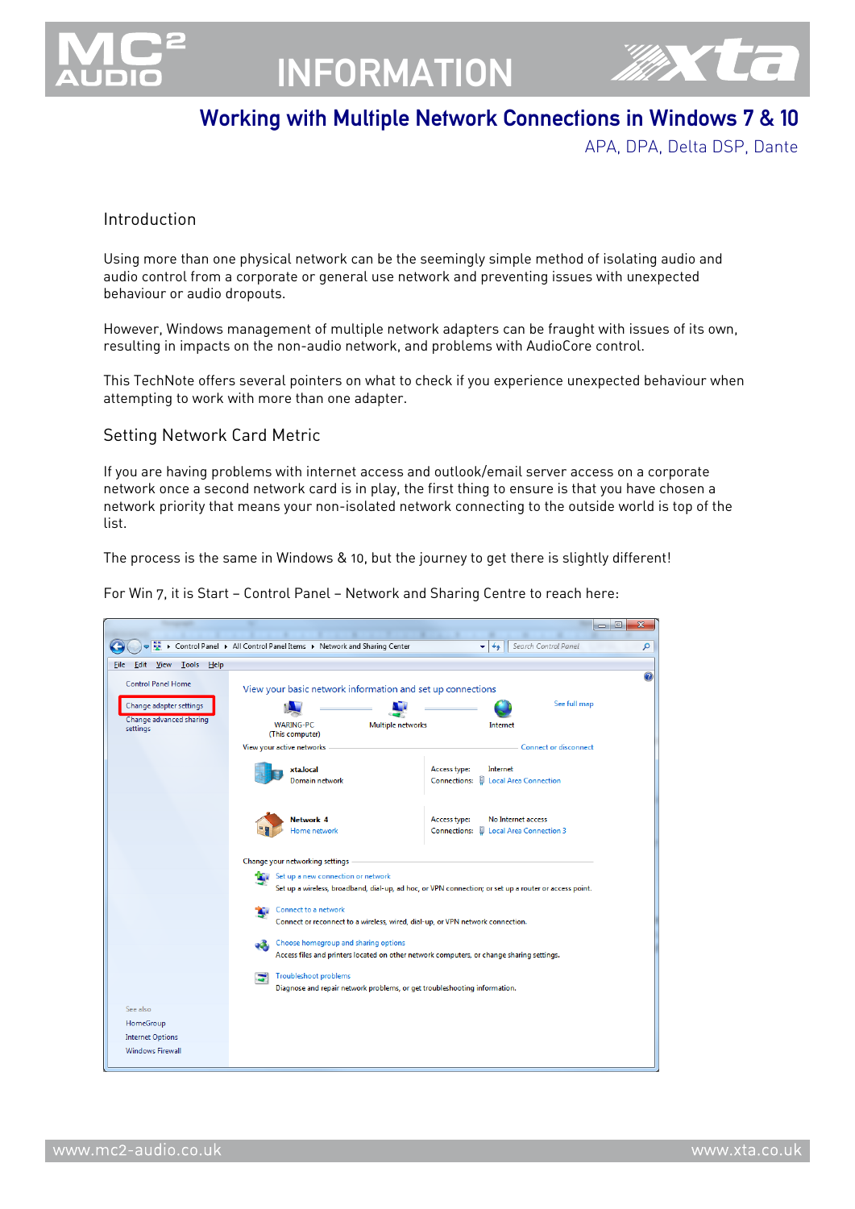# Working with Multiple Network Connections in Windows 7 & 10

APA, DPA, Delta DSP, Dante

## Introduction

Using more than one physical network can be the seemingly simple method of isolating audio and audio control from a corporate or general use network and preventing issues with unexpected behaviour or audio dropouts.

However, Windows management of multiple network adapters can be fraught with issues of its own, resulting in impacts on the non-audio network, and problems with AudioCore control.

This TechNote offers several pointers on what to check if you experience unexpected behaviour when attempting to work with more than one adapter.

## Setting Network Card Metric

If you are having problems with internet access and outlook/email server access on a corporate network once a second network card is in play, the first thing to ensure is that you have chosen a network priority that means your non-isolated network connecting to the outside world is top of the list.

The process is the same in Windows & 10, but the journey to get there is slightly different!

For Win 7, it is Start – Control Panel – Network and Sharing Centre to reach here: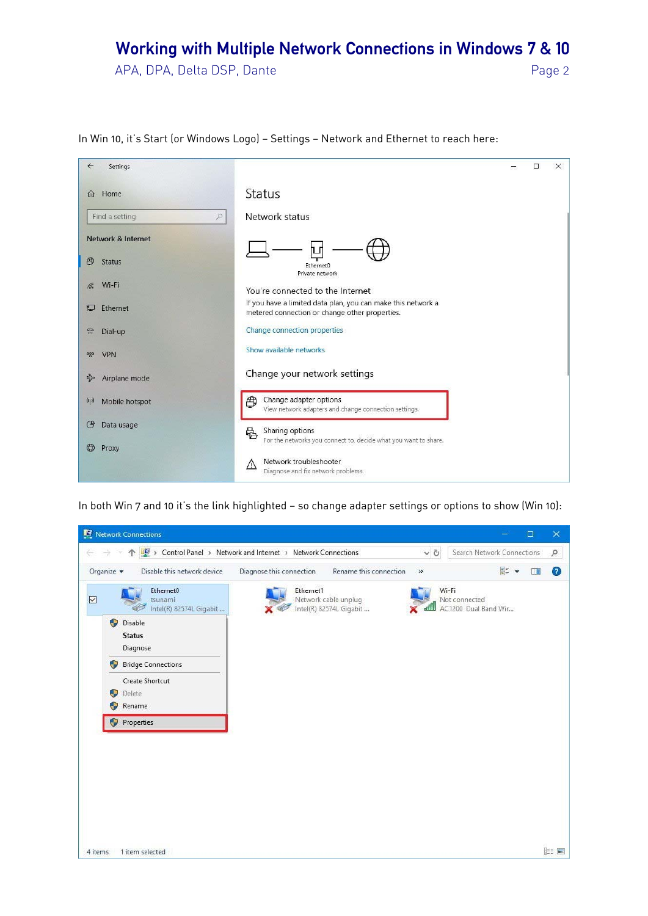In Win 10, it's Start (or Windows Logo) – Settings – Network and Ethernet to reach here:

In both Win 7 and 10 it's the link highlighted – so change adapter settings or options to show (Win 10):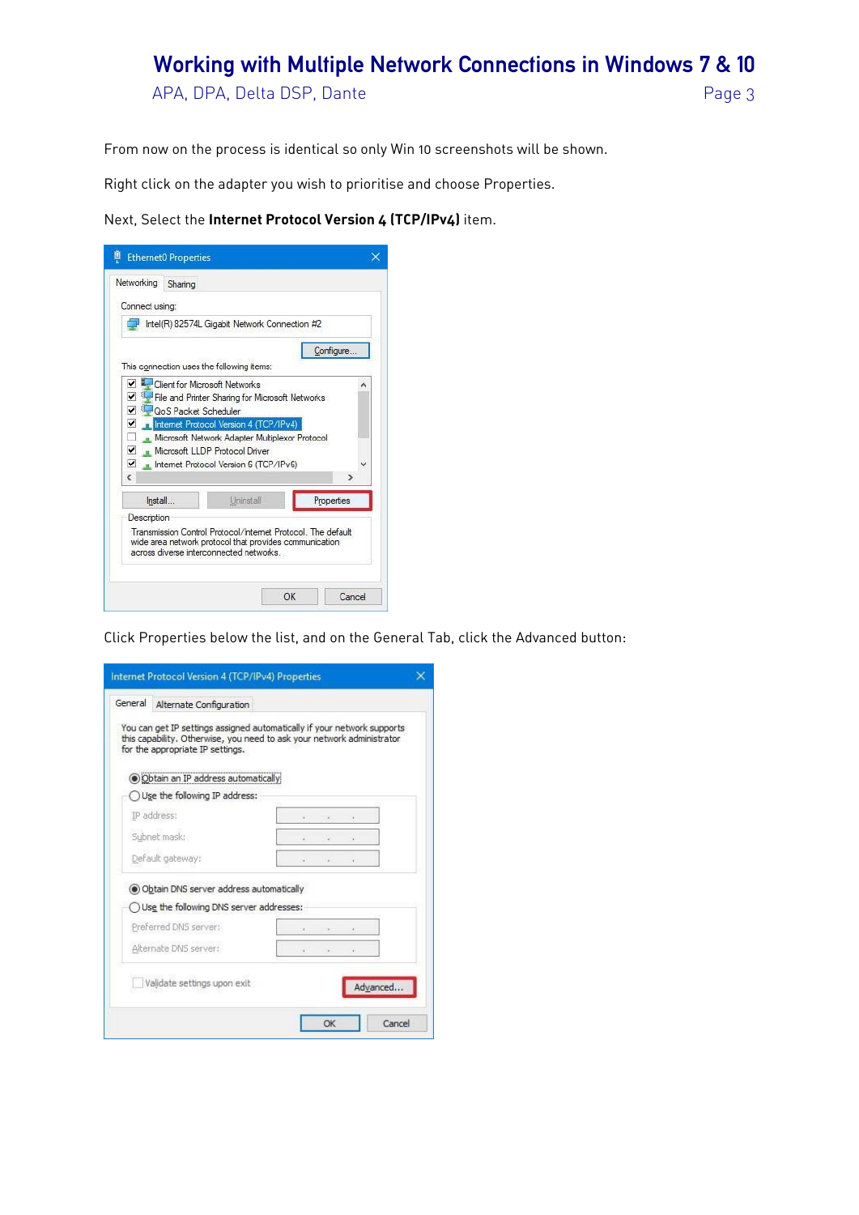From now on the process is identical so only Win 10 screenshots will be shown.

Right click on the adapter you wish to prioritise and choose Properties.

Next, Select the **Internet Protocol Version 4 (TCP/IPv4)** item.

Click Properties below the list, and on the General Tab, click the Advanced button: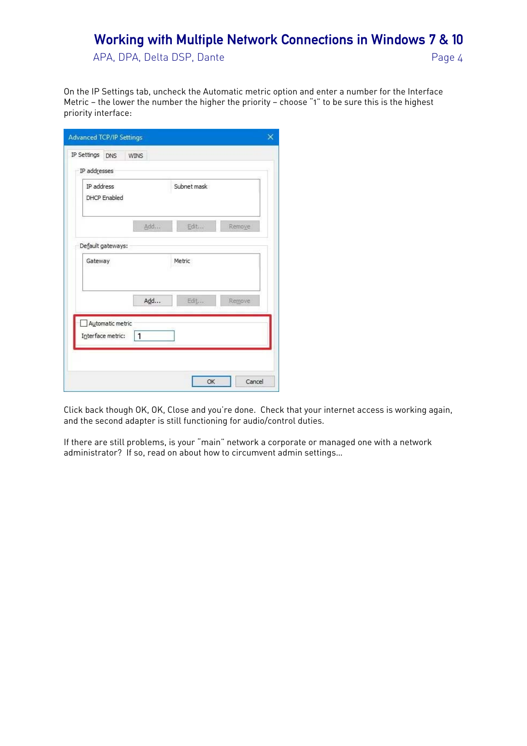On the IP Settings tab, uncheck the Automatic metric option and enter a number for the Interface Metric – the lower the number the higher the priority – choose “1” to be sure this is the highest priority interface:

Click back though OK, OK, Close and you’re done. Check that your internet access is working again, and the second adapter is still functioning for audio/control duties.

If there are still problems, is your “main” network a corporate or managed one with a network administrator? If so, read on about how to circumvent admin settings…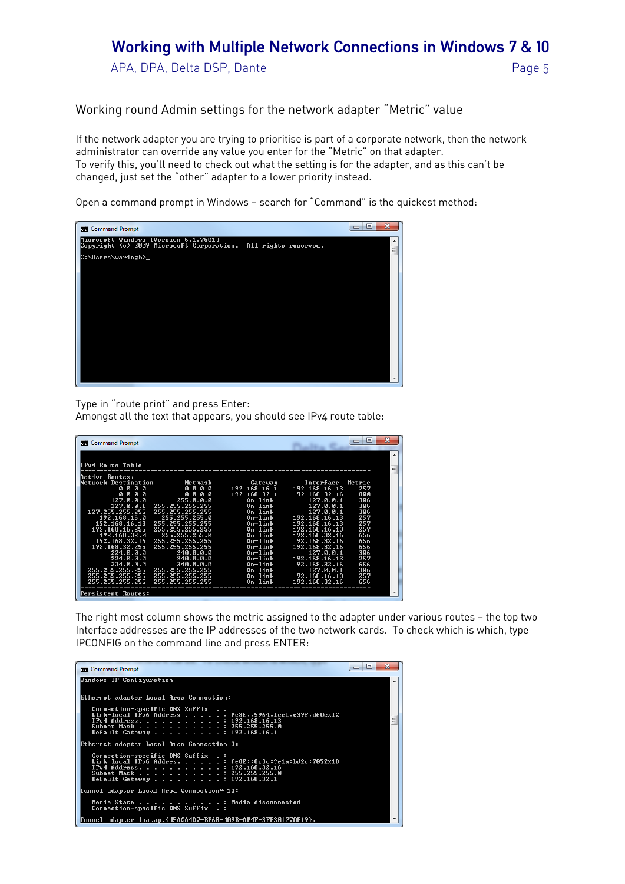## Working round Admin settings for the network adapter "Metric" value

If the network adapter you are trying to prioritise is part of a corporate network, then the network administrator can override any value you enter for the "Metric" on that adapter.
To verify this, you'll need to check out what the setting is for the adapter, and as this can't be changed, just set the "other" adapter to a lower priority instead.

Open a command prompt in Windows – search for "Command" is the quickest method:

```
Microsoft Windows [Version 6.1.7601]
Copyright (c) 2009 Microsoft Corporation.  All rights reserved.

C:\Users\waringh>_
```

Type in "route print" and press Enter:
Amongst all the text that appears, you should see IPv4 route table:

```
===========================================================================
IPv4 Route Table
===========================================================================
Active Routes:
Network Destination        Netmask          Gateway       Interface  Metric
          0.0.0.0          0.0.0.0     192.168.16.1    192.168.16.13    257
          0.0.0.0          0.0.0.0     192.168.32.1    192.168.32.16    800
        127.0.0.0        255.0.0.0         On-link         127.0.0.1    306
        127.0.0.1  255.255.255.255         On-link         127.0.0.1    306
  127.255.255.255  255.255.255.255         On-link         127.0.0.1    306
     192.168.16.0    255.255.255.0         On-link     192.168.16.13    257
    192.168.16.13  255.255.255.255         On-link     192.168.16.13    257
   192.168.16.255  255.255.255.255         On-link     192.168.16.13    257
     192.168.32.0    255.255.255.0         On-link     192.168.32.16    656
    192.168.32.16  255.255.255.255         On-link     192.168.32.16    656
   192.168.32.255  255.255.255.255         On-link     192.168.32.16    656
        224.0.0.0        240.0.0.0         On-link         127.0.0.1    306
        224.0.0.0        240.0.0.0         On-link     192.168.16.13    257
        224.0.0.0        240.0.0.0         On-link     192.168.32.16    656
  255.255.255.255  255.255.255.255         On-link         127.0.0.1    306
  255.255.255.255  255.255.255.255         On-link     192.168.16.13    257
  255.255.255.255  255.255.255.255         On-link     192.168.32.16    656
===========================================================================
Persistent Routes:
```

The right most column shows the metric assigned to the adapter under various routes – the top two Interface addresses are the IP addresses of the two network cards. To check which is which, type IPCONFIG on the command line and press ENTER:

```
Windows IP Configuration

Ethernet adapter Local Area Connection:

   Connection-specific DNS Suffix  . :
   Link-local IPv6 Address . . . . . : fe80::5964:1ee1:e39f:d60e%12
   IPv4 Address. . . . . . . . . . . : 192.168.16.13
   Subnet Mask . . . . . . . . . . . : 255.255.255.0
   Default Gateway . . . . . . . . . : 192.168.16.1

Ethernet adapter Local Area Connection 3:

   Connection-specific DNS Suffix  . :
   Link-local IPv6 Address . . . . . : fe80::8c3c:9e1a:bd2c:7052%18
   IPv4 Address. . . . . . . . . . . : 192.168.32.16
   Subnet Mask . . . . . . . . . . . : 255.255.255.0
   Default Gateway . . . . . . . . . : 192.168.32.1

Tunnel adapter Local Area Connection* 12:

   Media State . . . . . . . . . . . : Media disconnected
   Connection-specific DNS Suffix  . :

Tunnel adapter isatap.{45ACA4D7-BF68-409B-AF4F-3FE301770F19}:
```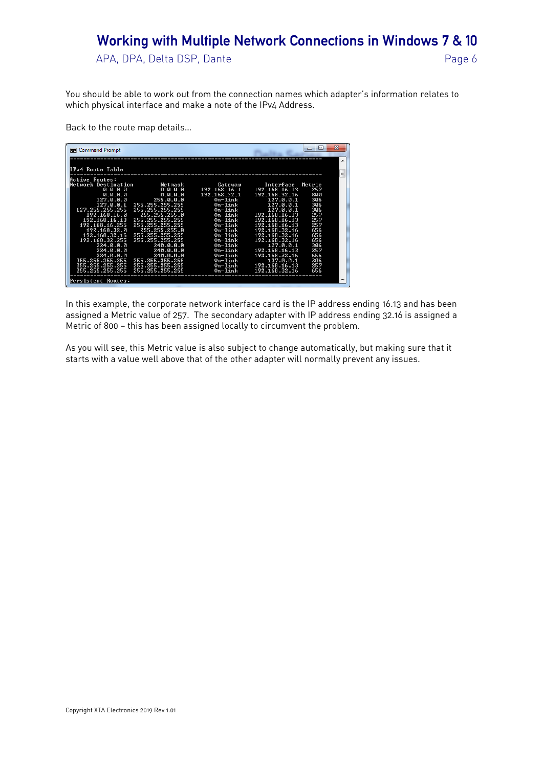You should be able to work out from the connection names which adapter's information relates to which physical interface and make a note of the IPv4 Address.

Back to the route map details...

```
Command Prompt
===========================================================================
IPv4 Route Table
===========================================================================
Active Routes:
Network Destination        Netmask          Gateway       Interface  Metric
          0.0.0.0          0.0.0.0     192.168.16.1    192.168.16.13    257
          0.0.0.0          0.0.0.0     192.168.32.1    192.168.32.16    800
        127.0.0.0        255.0.0.0         On-link         127.0.0.1    306
        127.0.0.1  255.255.255.255         On-link         127.0.0.1    306
  127.255.255.255  255.255.255.255         On-link         127.0.0.1    306
     192.168.16.0    255.255.255.0         On-link     192.168.16.13    257
    192.168.16.13  255.255.255.255         On-link     192.168.16.13    257
   192.168.16.255  255.255.255.255         On-link     192.168.16.13    257
     192.168.32.0    255.255.255.0         On-link     192.168.32.16    656
    192.168.32.16  255.255.255.255         On-link     192.168.32.16    656
   192.168.32.255  255.255.255.255         On-link     192.168.32.16    656
        224.0.0.0        240.0.0.0         On-link         127.0.0.1    306
        224.0.0.0        240.0.0.0         On-link     192.168.16.13    257
        224.0.0.0        240.0.0.0         On-link     192.168.32.16    656
  255.255.255.255  255.255.255.255         On-link         127.0.0.1    306
  255.255.255.255  255.255.255.255         On-link     192.168.16.13    257
  255.255.255.255  255.255.255.255         On-link     192.168.32.16    656
===========================================================================
Persistent Routes:
```

In this example, the corporate network interface card is the IP address ending 16.13 and has been assigned a Metric value of 257. The secondary adapter with IP address ending 32.16 is assigned a Metric of 800 – this has been assigned locally to circumvent the problem.

As you will see, this Metric value is also subject to change automatically, but making sure that it starts with a value well above that of the other adapter will normally prevent any issues.